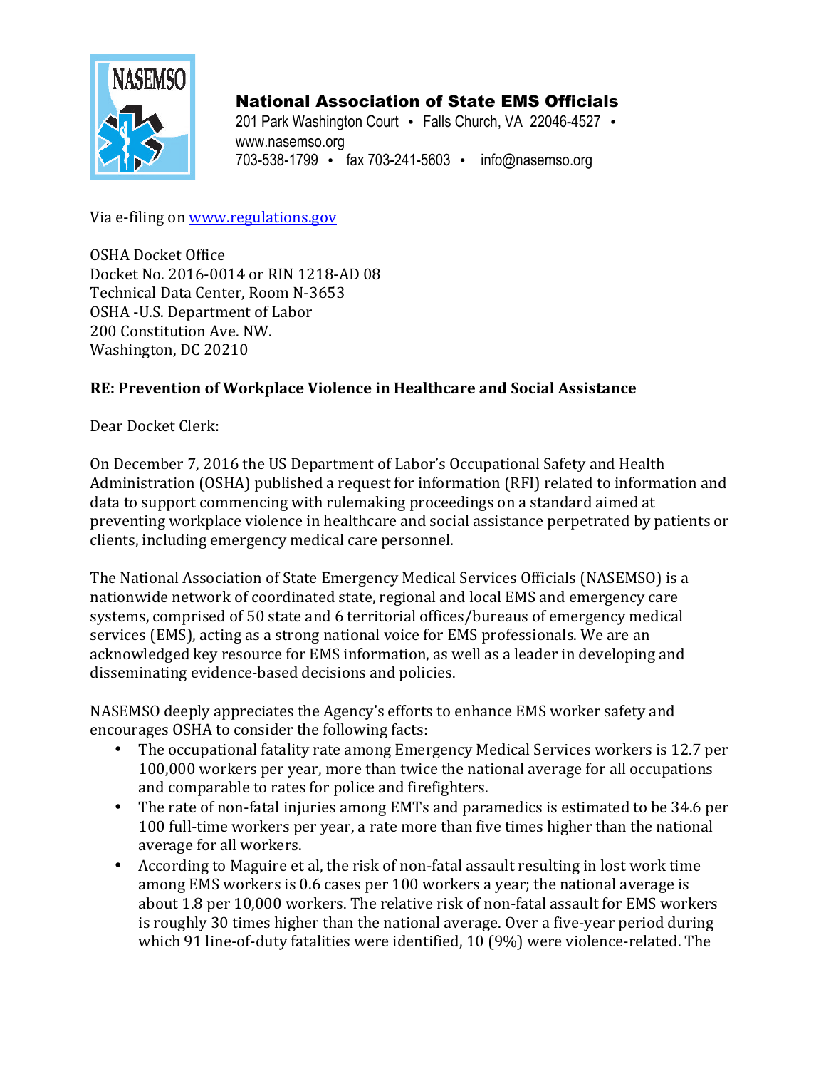**National Association of State EMS Officials**
201 Park Washington Court • Falls Church, VA 22046-4527 • www.nasemso.org
703-538-1799 • fax 703-241-5603 • info@nasemso.org

Via e-filing on www.regulations.gov

OSHA Docket Office
Docket No. 2016-0014 or RIN 1218-AD 08
Technical Data Center, Room N-3653
OSHA -U.S. Department of Labor
200 Constitution Ave. NW.
Washington, DC 20210

**RE: Prevention of Workplace Violence in Healthcare and Social Assistance**

Dear Docket Clerk:

On December 7, 2016 the US Department of Labor's Occupational Safety and Health Administration (OSHA) published a request for information (RFI) related to information and data to support commencing with rulemaking proceedings on a standard aimed at preventing workplace violence in healthcare and social assistance perpetrated by patients or clients, including emergency medical care personnel.

The National Association of State Emergency Medical Services Officials (NASEMSO) is a nationwide network of coordinated state, regional and local EMS and emergency care systems, comprised of 50 state and 6 territorial offices/bureaus of emergency medical services (EMS), acting as a strong national voice for EMS professionals. We are an acknowledged key resource for EMS information, as well as a leader in developing and disseminating evidence-based decisions and policies.

NASEMSO deeply appreciates the Agency's efforts to enhance EMS worker safety and encourages OSHA to consider the following facts:

- The occupational fatality rate among Emergency Medical Services workers is 12.7 per 100,000 workers per year, more than twice the national average for all occupations and comparable to rates for police and firefighters.
- The rate of non-fatal injuries among EMTs and paramedics is estimated to be 34.6 per 100 full-time workers per year, a rate more than five times higher than the national average for all workers.
- According to Maguire et al, the risk of non-fatal assault resulting in lost work time among EMS workers is 0.6 cases per 100 workers a year; the national average is about 1.8 per 10,000 workers. The relative risk of non-fatal assault for EMS workers is roughly 30 times higher than the national average. Over a five-year period during which 91 line-of-duty fatalities were identified, 10 (9%) were violence-related. The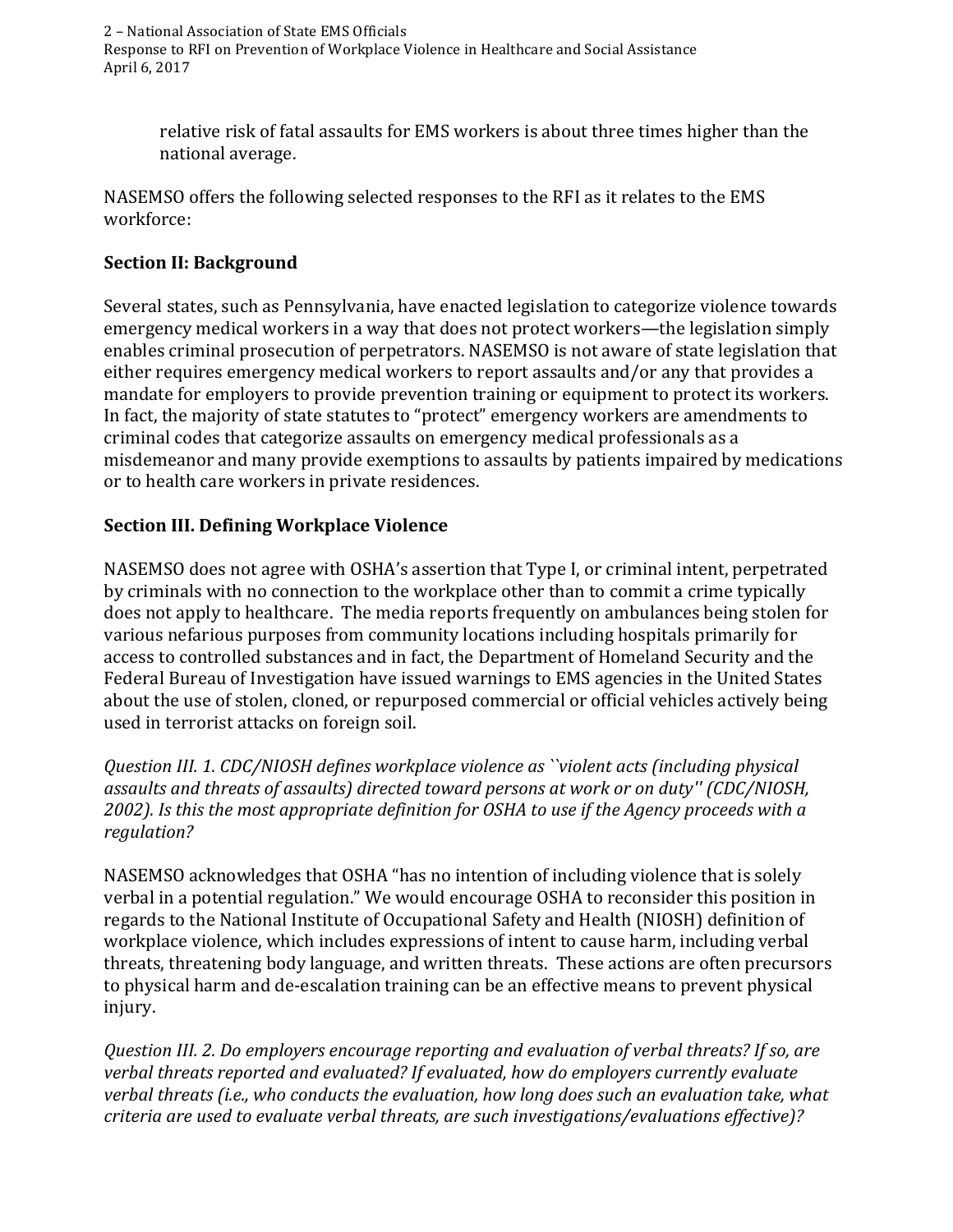relative risk of fatal assaults for EMS workers is about three times higher than the national average.

NASEMSO offers the following selected responses to the RFI as it relates to the EMS workforce:

**Section II: Background**

Several states, such as Pennsylvania, have enacted legislation to categorize violence towards emergency medical workers in a way that does not protect workers—the legislation simply enables criminal prosecution of perpetrators. NASEMSO is not aware of state legislation that either requires emergency medical workers to report assaults and/or any that provides a mandate for employers to provide prevention training or equipment to protect its workers. In fact, the majority of state statutes to "protect" emergency workers are amendments to criminal codes that categorize assaults on emergency medical professionals as a misdemeanor and many provide exemptions to assaults by patients impaired by medications or to health care workers in private residences.

**Section III. Defining Workplace Violence**

NASEMSO does not agree with OSHA's assertion that Type I, or criminal intent, perpetrated by criminals with no connection to the workplace other than to commit a crime typically does not apply to healthcare. The media reports frequently on ambulances being stolen for various nefarious purposes from community locations including hospitals primarily for access to controlled substances and in fact, the Department of Homeland Security and the Federal Bureau of Investigation have issued warnings to EMS agencies in the United States about the use of stolen, cloned, or repurposed commercial or official vehicles actively being used in terrorist attacks on foreign soil.

*Question III. 1. CDC/NIOSH defines workplace violence as ``violent acts (including physical assaults and threats of assaults) directed toward persons at work or on duty'' (CDC/NIOSH, 2002). Is this the most appropriate definition for OSHA to use if the Agency proceeds with a regulation?*

NASEMSO acknowledges that OSHA "has no intention of including violence that is solely verbal in a potential regulation." We would encourage OSHA to reconsider this position in regards to the National Institute of Occupational Safety and Health (NIOSH) definition of workplace violence, which includes expressions of intent to cause harm, including verbal threats, threatening body language, and written threats. These actions are often precursors to physical harm and de-escalation training can be an effective means to prevent physical injury.

*Question III. 2. Do employers encourage reporting and evaluation of verbal threats? If so, are verbal threats reported and evaluated? If evaluated, how do employers currently evaluate verbal threats (i.e., who conducts the evaluation, how long does such an evaluation take, what criteria are used to evaluate verbal threats, are such investigations/evaluations effective)?*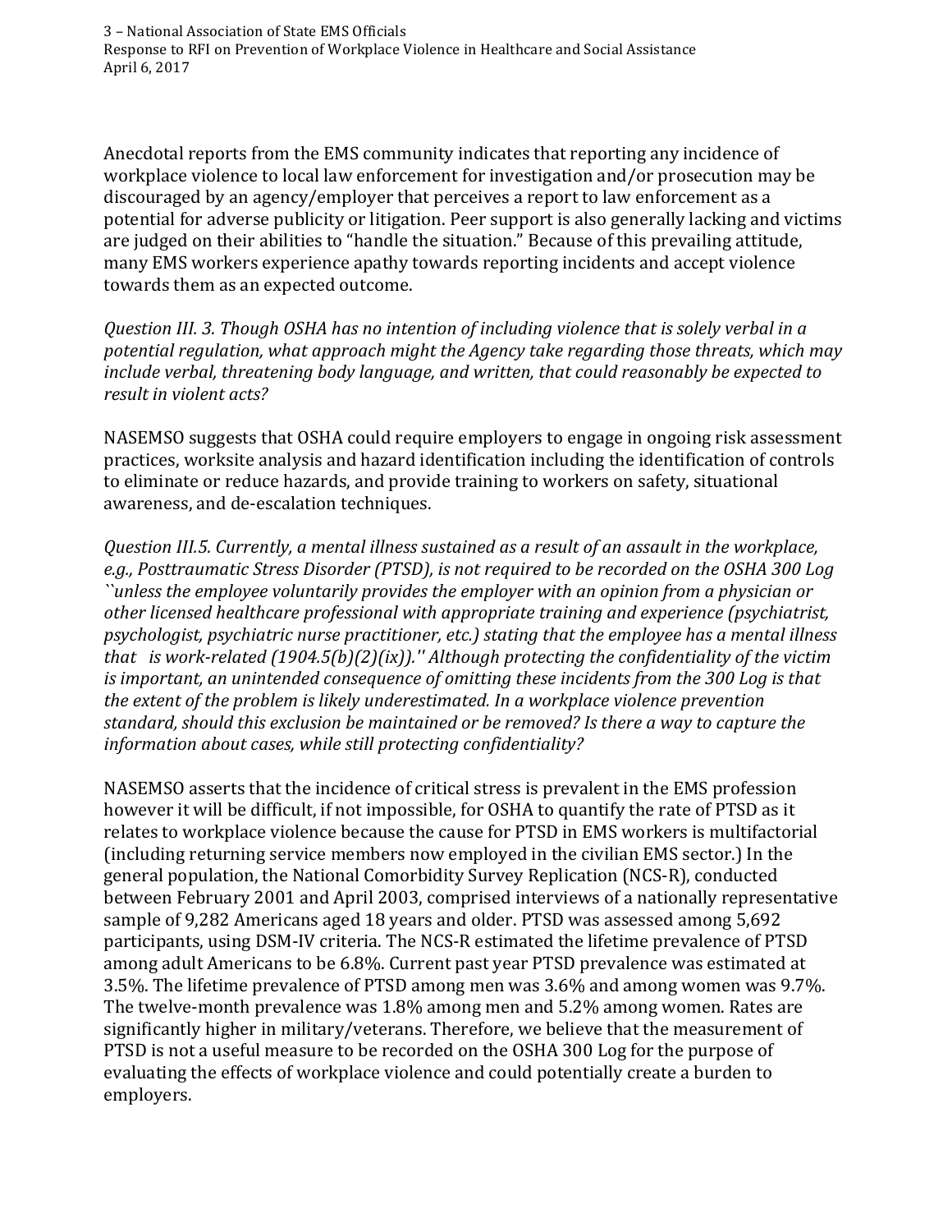Anecdotal reports from the EMS community indicates that reporting any incidence of workplace violence to local law enforcement for investigation and/or prosecution may be discouraged by an agency/employer that perceives a report to law enforcement as a potential for adverse publicity or litigation. Peer support is also generally lacking and victims are judged on their abilities to "handle the situation." Because of this prevailing attitude, many EMS workers experience apathy towards reporting incidents and accept violence towards them as an expected outcome.

*Question III. 3. Though OSHA has no intention of including violence that is solely verbal in a potential regulation, what approach might the Agency take regarding those threats, which may include verbal, threatening body language, and written, that could reasonably be expected to result in violent acts?*

NASEMSO suggests that OSHA could require employers to engage in ongoing risk assessment practices, worksite analysis and hazard identification including the identification of controls to eliminate or reduce hazards, and provide training to workers on safety, situational awareness, and de-escalation techniques.

*Question III.5. Currently, a mental illness sustained as a result of an assault in the workplace, e.g., Posttraumatic Stress Disorder (PTSD), is not required to be recorded on the OSHA 300 Log ``unless the employee voluntarily provides the employer with an opinion from a physician or other licensed healthcare professional with appropriate training and experience (psychiatrist, psychologist, psychiatric nurse practitioner, etc.) stating that the employee has a mental illness that is work-related (1904.5(b)(2)(ix)).'' Although protecting the confidentiality of the victim is important, an unintended consequence of omitting these incidents from the 300 Log is that the extent of the problem is likely underestimated. In a workplace violence prevention standard, should this exclusion be maintained or be removed? Is there a way to capture the information about cases, while still protecting confidentiality?*

NASEMSO asserts that the incidence of critical stress is prevalent in the EMS profession however it will be difficult, if not impossible, for OSHA to quantify the rate of PTSD as it relates to workplace violence because the cause for PTSD in EMS workers is multifactorial (including returning service members now employed in the civilian EMS sector.) In the general population, the National Comorbidity Survey Replication (NCS-R), conducted between February 2001 and April 2003, comprised interviews of a nationally representative sample of 9,282 Americans aged 18 years and older. PTSD was assessed among 5,692 participants, using DSM-IV criteria. The NCS-R estimated the lifetime prevalence of PTSD among adult Americans to be 6.8%. Current past year PTSD prevalence was estimated at 3.5%. The lifetime prevalence of PTSD among men was 3.6% and among women was 9.7%. The twelve-month prevalence was 1.8% among men and 5.2% among women. Rates are significantly higher in military/veterans. Therefore, we believe that the measurement of PTSD is not a useful measure to be recorded on the OSHA 300 Log for the purpose of evaluating the effects of workplace violence and could potentially create a burden to employers.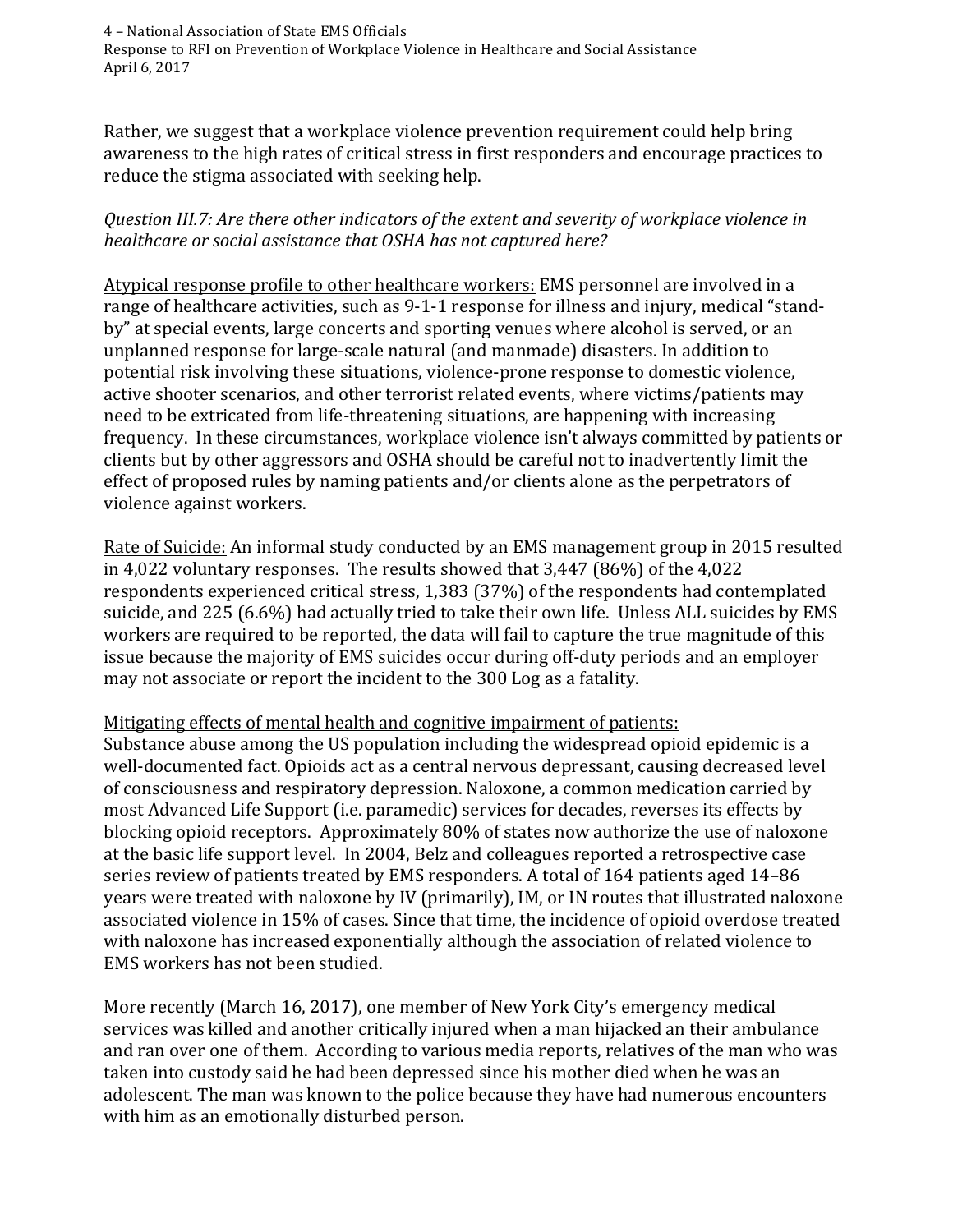Rather, we suggest that a workplace violence prevention requirement could help bring awareness to the high rates of critical stress in first responders and encourage practices to reduce the stigma associated with seeking help.

*Question III.7: Are there other indicators of the extent and severity of workplace violence in healthcare or social assistance that OSHA has not captured here?*

<u>Atypical response profile to other healthcare workers:</u> EMS personnel are involved in a range of healthcare activities, such as 9-1-1 response for illness and injury, medical "stand-by" at special events, large concerts and sporting venues where alcohol is served, or an unplanned response for large-scale natural (and manmade) disasters. In addition to potential risk involving these situations, violence-prone response to domestic violence, active shooter scenarios, and other terrorist related events, where victims/patients may need to be extricated from life-threatening situations, are happening with increasing frequency. In these circumstances, workplace violence isn't always committed by patients or clients but by other aggressors and OSHA should be careful not to inadvertently limit the effect of proposed rules by naming patients and/or clients alone as the perpetrators of violence against workers.

<u>Rate of Suicide:</u> An informal study conducted by an EMS management group in 2015 resulted in 4,022 voluntary responses. The results showed that 3,447 (86%) of the 4,022 respondents experienced critical stress, 1,383 (37%) of the respondents had contemplated suicide, and 225 (6.6%) had actually tried to take their own life. Unless ALL suicides by EMS workers are required to be reported, the data will fail to capture the true magnitude of this issue because the majority of EMS suicides occur during off-duty periods and an employer may not associate or report the incident to the 300 Log as a fatality.

<u>Mitigating effects of mental health and cognitive impairment of patients:</u>
Substance abuse among the US population including the widespread opioid epidemic is a well-documented fact. Opioids act as a central nervous depressant, causing decreased level of consciousness and respiratory depression. Naloxone, a common medication carried by most Advanced Life Support (i.e. paramedic) services for decades, reverses its effects by blocking opioid receptors. Approximately 80% of states now authorize the use of naloxone at the basic life support level. In 2004, Belz and colleagues reported a retrospective case series review of patients treated by EMS responders. A total of 164 patients aged 14–86 years were treated with naloxone by IV (primarily), IM, or IN routes that illustrated naloxone associated violence in 15% of cases. Since that time, the incidence of opioid overdose treated with naloxone has increased exponentially although the association of related violence to EMS workers has not been studied.

More recently (March 16, 2017), one member of New York City's emergency medical services was killed and another critically injured when a man hijacked an their ambulance and ran over one of them. According to various media reports, relatives of the man who was taken into custody said he had been depressed since his mother died when he was an adolescent. The man was known to the police because they have had numerous encounters with him as an emotionally disturbed person.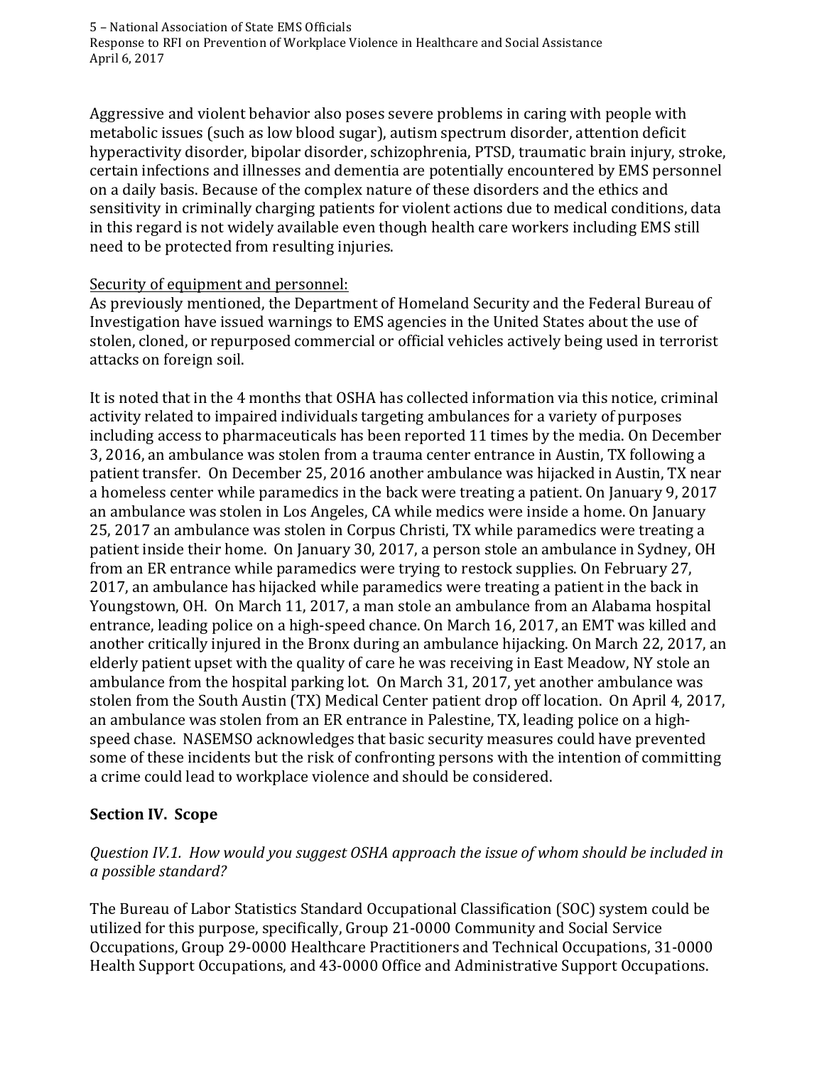Aggressive and violent behavior also poses severe problems in caring with people with metabolic issues (such as low blood sugar), autism spectrum disorder, attention deficit hyperactivity disorder, bipolar disorder, schizophrenia, PTSD, traumatic brain injury, stroke, certain infections and illnesses and dementia are potentially encountered by EMS personnel on a daily basis. Because of the complex nature of these disorders and the ethics and sensitivity in criminally charging patients for violent actions due to medical conditions, data in this regard is not widely available even though health care workers including EMS still need to be protected from resulting injuries.

<u>Security of equipment and personnel:</u>
As previously mentioned, the Department of Homeland Security and the Federal Bureau of Investigation have issued warnings to EMS agencies in the United States about the use of stolen, cloned, or repurposed commercial or official vehicles actively being used in terrorist attacks on foreign soil.

It is noted that in the 4 months that OSHA has collected information via this notice, criminal activity related to impaired individuals targeting ambulances for a variety of purposes including access to pharmaceuticals has been reported 11 times by the media. On December 3, 2016, an ambulance was stolen from a trauma center entrance in Austin, TX following a patient transfer. On December 25, 2016 another ambulance was hijacked in Austin, TX near a homeless center while paramedics in the back were treating a patient. On January 9, 2017 an ambulance was stolen in Los Angeles, CA while medics were inside a home. On January 25, 2017 an ambulance was stolen in Corpus Christi, TX while paramedics were treating a patient inside their home. On January 30, 2017, a person stole an ambulance in Sydney, OH from an ER entrance while paramedics were trying to restock supplies. On February 27, 2017, an ambulance has hijacked while paramedics were treating a patient in the back in Youngstown, OH. On March 11, 2017, a man stole an ambulance from an Alabama hospital entrance, leading police on a high-speed chance. On March 16, 2017, an EMT was killed and another critically injured in the Bronx during an ambulance hijacking. On March 22, 2017, an elderly patient upset with the quality of care he was receiving in East Meadow, NY stole an ambulance from the hospital parking lot. On March 31, 2017, yet another ambulance was stolen from the South Austin (TX) Medical Center patient drop off location. On April 4, 2017, an ambulance was stolen from an ER entrance in Palestine, TX, leading police on a high-speed chase. NASEMSO acknowledges that basic security measures could have prevented some of these incidents but the risk of confronting persons with the intention of committing a crime could lead to workplace violence and should be considered.

## Section IV. Scope

*Question IV.1. How would you suggest OSHA approach the issue of whom should be included in a possible standard?*

The Bureau of Labor Statistics Standard Occupational Classification (SOC) system could be utilized for this purpose, specifically, Group 21-0000 Community and Social Service Occupations, Group 29-0000 Healthcare Practitioners and Technical Occupations, 31-0000 Health Support Occupations, and 43-0000 Office and Administrative Support Occupations.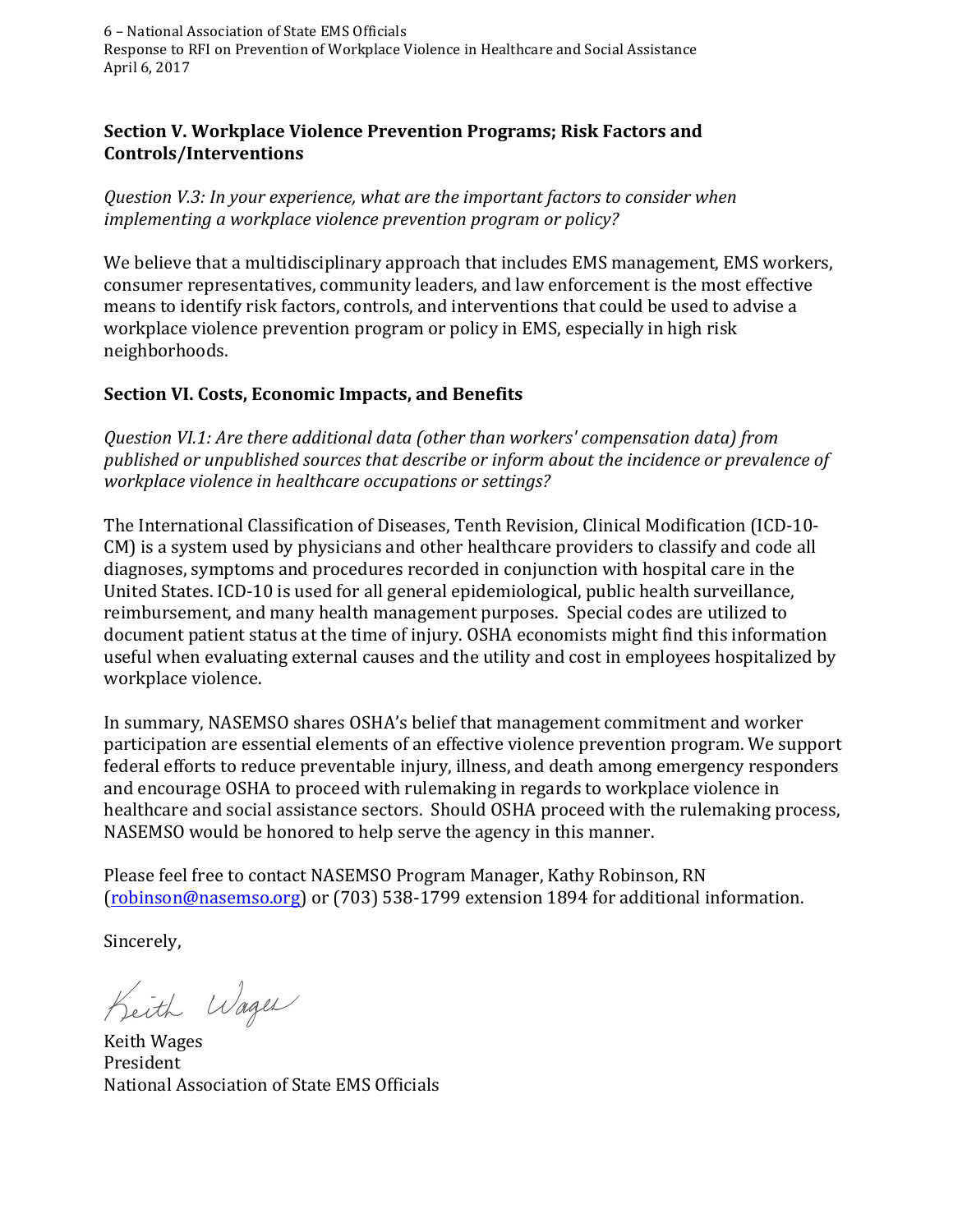### Section V. Workplace Violence Prevention Programs; Risk Factors and Controls/Interventions

*Question V.3: In your experience, what are the important factors to consider when implementing a workplace violence prevention program or policy?*

We believe that a multidisciplinary approach that includes EMS management, EMS workers, consumer representatives, community leaders, and law enforcement is the most effective means to identify risk factors, controls, and interventions that could be used to advise a workplace violence prevention program or policy in EMS, especially in high risk neighborhoods.

### Section VI. Costs, Economic Impacts, and Benefits

*Question VI.1: Are there additional data (other than workers' compensation data) from published or unpublished sources that describe or inform about the incidence or prevalence of workplace violence in healthcare occupations or settings?*

The International Classification of Diseases, Tenth Revision, Clinical Modification (ICD-10-CM) is a system used by physicians and other healthcare providers to classify and code all diagnoses, symptoms and procedures recorded in conjunction with hospital care in the United States. ICD-10 is used for all general epidemiological, public health surveillance, reimbursement, and many health management purposes. Special codes are utilized to document patient status at the time of injury. OSHA economists might find this information useful when evaluating external causes and the utility and cost in employees hospitalized by workplace violence.

In summary, NASEMSO shares OSHA's belief that management commitment and worker participation are essential elements of an effective violence prevention program. We support federal efforts to reduce preventable injury, illness, and death among emergency responders and encourage OSHA to proceed with rulemaking in regards to workplace violence in healthcare and social assistance sectors. Should OSHA proceed with the rulemaking process, NASEMSO would be honored to help serve the agency in this manner.

Please feel free to contact NASEMSO Program Manager, Kathy Robinson, RN ([robinson@nasemso.org](mailto:robinson@nasemso.org)) or (703) 538-1799 extension 1894 for additional information.

Sincerely,

Keith Wages

Keith Wages
President
National Association of State EMS Officials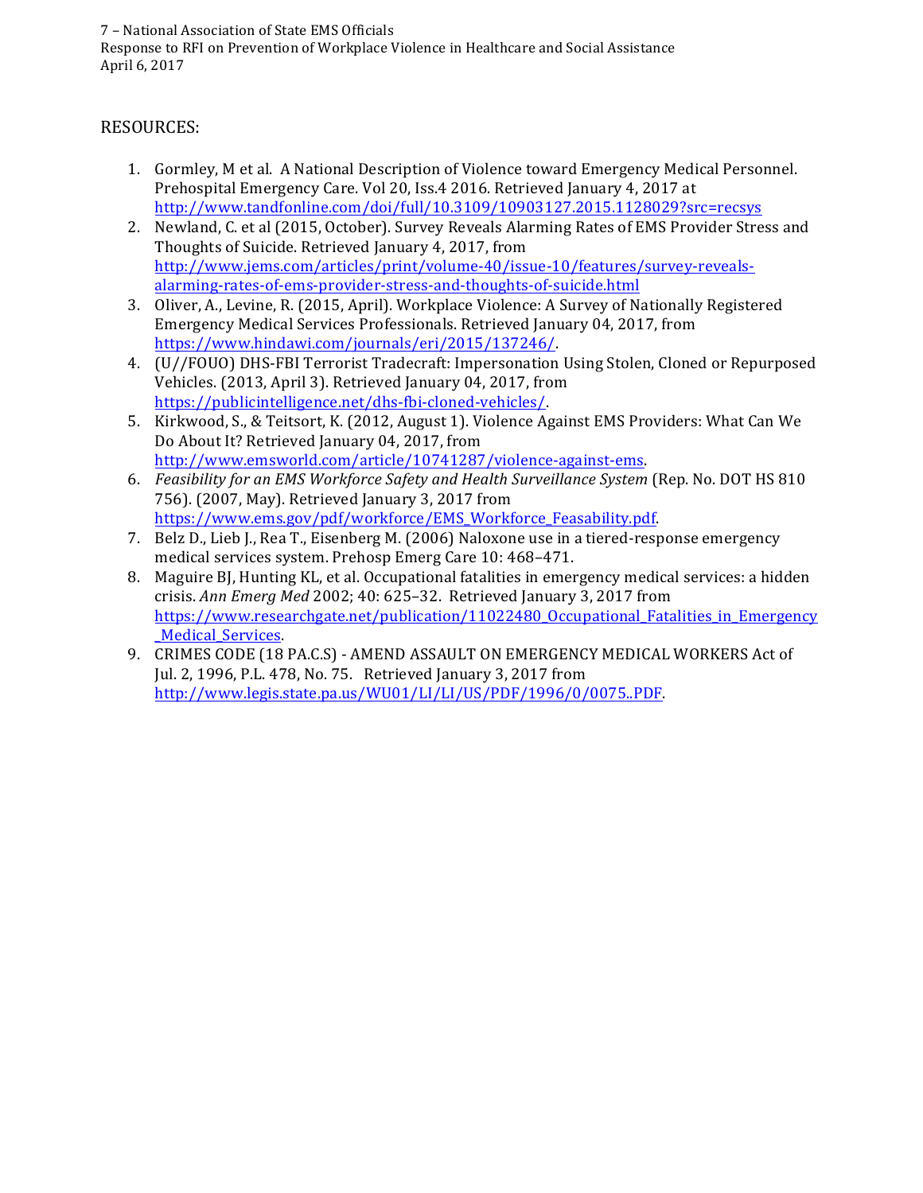RESOURCES:

1. Gormley, M et al. A National Description of Violence toward Emergency Medical Personnel. Prehospital Emergency Care. Vol 20, Iss.4 2016. Retrieved January 4, 2017 at http://www.tandfonline.com/doi/full/10.3109/10903127.2015.1128029?src=recsys
2. Newland, C. et al (2015, October). Survey Reveals Alarming Rates of EMS Provider Stress and Thoughts of Suicide. Retrieved January 4, 2017, from http://www.jems.com/articles/print/volume-40/issue-10/features/survey-reveals-alarming-rates-of-ems-provider-stress-and-thoughts-of-suicide.html
3. Oliver, A., Levine, R. (2015, April). Workplace Violence: A Survey of Nationally Registered Emergency Medical Services Professionals. Retrieved January 04, 2017, from https://www.hindawi.com/journals/eri/2015/137246/.
4. (U//FOUO) DHS-FBI Terrorist Tradecraft: Impersonation Using Stolen, Cloned or Repurposed Vehicles. (2013, April 3). Retrieved January 04, 2017, from https://publicintelligence.net/dhs-fbi-cloned-vehicles/.
5. Kirkwood, S., & Teitsort, K. (2012, August 1). Violence Against EMS Providers: What Can We Do About It? Retrieved January 04, 2017, from http://www.emsworld.com/article/10741287/violence-against-ems.
6. *Feasibility for an EMS Workforce Safety and Health Surveillance System* (Rep. No. DOT HS 810 756). (2007, May). Retrieved January 3, 2017 from https://www.ems.gov/pdf/workforce/EMS_Workforce_Feasability.pdf.
7. Belz D., Lieb J., Rea T., Eisenberg M. (2006) Naloxone use in a tiered-response emergency medical services system. Prehosp Emerg Care 10: 468–471.
8. Maguire BJ, Hunting KL, et al. Occupational fatalities in emergency medical services: a hidden crisis. *Ann Emerg Med* 2002; 40: 625–32. Retrieved January 3, 2017 from https://www.researchgate.net/publication/11022480_Occupational_Fatalities_in_Emergency_Medical_Services.
9. CRIMES CODE (18 PA.C.S) - AMEND ASSAULT ON EMERGENCY MEDICAL WORKERS Act of Jul. 2, 1996, P.L. 478, No. 75. Retrieved January 3, 2017 from http://www.legis.state.pa.us/WU01/LI/LI/US/PDF/1996/0/0075..PDF.